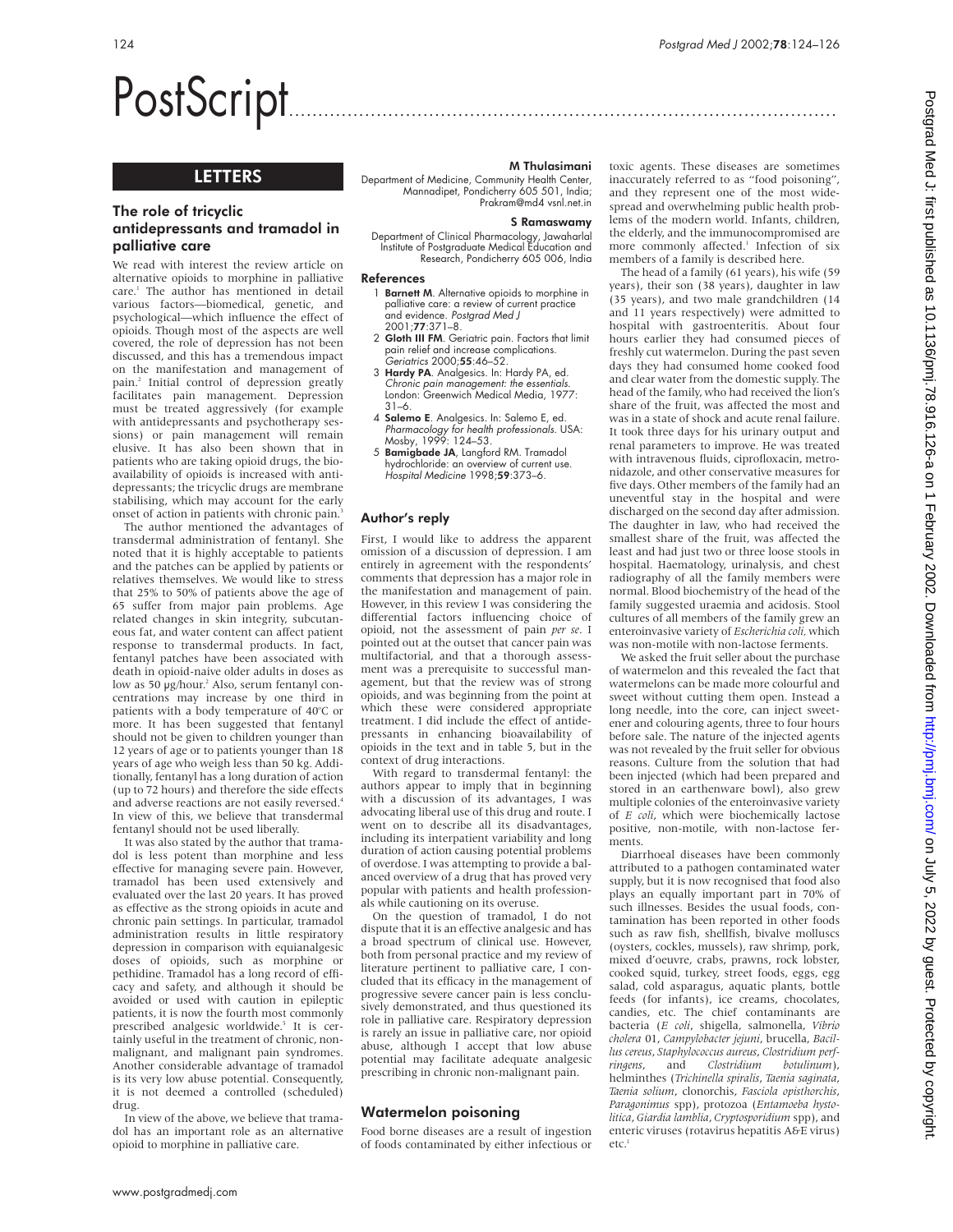# PostScript..............................................................................................

## LETTERS

## The role of tricyclic antidepressants and tramadol in palliative care

We read with interest the review article on alternative opioids to morphine in palliative care.<sup>1</sup> The author has mentioned in detail various factors—biomedical, genetic, and psychological—which influence the effect of opioids. Though most of the aspects are well covered, the role of depression has not been discussed, and this has a tremendous impact on the manifestation and management of pain.2 Initial control of depression greatly facilitates pain management. Depression must be treated aggressively (for example with antidepressants and psychotherapy sessions) or pain management will remain elusive. It has also been shown that in patients who are taking opioid drugs, the bioavailability of opioids is increased with antidepressants; the tricyclic drugs are membrane stabilising, which may account for the early onset of action in patients with chronic pain.<sup>3</sup>

The author mentioned the advantages of transdermal administration of fentanyl. She noted that it is highly acceptable to patients and the patches can be applied by patients or relatives themselves. We would like to stress that 25% to 50% of patients above the age of 65 suffer from major pain problems. Age related changes in skin integrity, subcutaneous fat, and water content can affect patient response to transdermal products. In fact, fentanyl patches have been associated with death in opioid-naive older adults in doses as low as 50 µg/hour.<sup>2</sup> Also, serum fentanyl concentrations may increase by one third in patients with a body temperature of 40°C or more. It has been suggested that fentanyl should not be given to children younger than 12 years of age or to patients younger than 18 years of age who weigh less than 50 kg. Additionally, fentanyl has a long duration of action (up to 72 hours) and therefore the side effects and adverse reactions are not easily reversed.<sup>4</sup> In view of this, we believe that transdermal fentanyl should not be used liberally.

It was also stated by the author that tramadol is less potent than morphine and less effective for managing severe pain. However, tramadol has been used extensively and evaluated over the last 20 years. It has proved as effective as the strong opioids in acute and chronic pain settings. In particular, tramadol administration results in little respiratory depression in comparison with equianalgesic doses of opioids, such as morphine or pethidine. Tramadol has a long record of efficacy and safety, and although it should be avoided or used with caution in epileptic patients, it is now the fourth most commonly prescribed analgesic worldwide.<sup>5</sup> It is certainly useful in the treatment of chronic, nonmalignant, and malignant pain syndromes. Another considerable advantage of tramadol is its very low abuse potential. Consequently, it is not deemed a controlled (scheduled) drug.

In view of the above, we believe that tramadol has an important role as an alternative opioid to morphine in palliative care.

#### M Thulasimani

Department of Medicine, Community Health Center, Mannadipet, Pondicherry 605 501, India; Prakram@md4 vsnl.net.in

#### S Ramaswamy

Department of Clinical Pharmacology, Jawaharlal Institute of Postgraduate Medical Education and Research, Pondicherry 605 006, India

#### References

- 1 **Barnett M**. Alternative opioids to morphine in palliative care: a review of current practice and evidence. *Postgrad Med J*<br>2001;**77**:371–8.
- 2 Gloth III FM. Geriatric pain. Factors that limit pain relief and increase complications. Geriatrics 2000;55:46–52.
- 3 Hardy PA. Analgesics. In: Hardy PA, ed. Chronic pain management: the essentials. London: Greenwich Medical Media, 1977: 31–6.
- 4 Salemo E. Analgesics. In: Salemo E, ed. Pharmacology for health professionals. USA: Mosby, 1999: 124–53.
- 5 Bamigbade JA, Langford RM. Tramadol hydrochloride: an overview of current use. Hospital Medicine 1998;59:373-6.

#### Author's reply

First, I would like to address the apparent omission of a discussion of depression. I am entirely in agreement with the respondents' comments that depression has a major role in the manifestation and management of pain. However, in this review I was considering the differential factors influencing choice of opioid, not the assessment of pain *per se*. I pointed out at the outset that cancer pain was multifactorial, and that a thorough assessment was a prerequisite to successful management, but that the review was of strong opioids, and was beginning from the point at which these were considered appropriate treatment. I did include the effect of antidepressants in enhancing bioavailability of opioids in the text and in table 5, but in the context of drug interactions.

With regard to transdermal fentanyl: the authors appear to imply that in beginning with a discussion of its advantages, I was advocating liberal use of this drug and route. I went on to describe all its disadvantages, including its interpatient variability and long duration of action causing potential problems of overdose. I was attempting to provide a balanced overview of a drug that has proved very popular with patients and health professionals while cautioning on its overuse.

On the question of tramadol, I do not dispute that it is an effective analgesic and has a broad spectrum of clinical use. However, both from personal practice and my review of literature pertinent to palliative care, I concluded that its efficacy in the management of progressive severe cancer pain is less conclusively demonstrated, and thus questioned its role in palliative care. Respiratory depression is rarely an issue in palliative care, nor opioid abuse, although I accept that low abuse potential may facilitate adequate analgesic prescribing in chronic non-malignant pain.

#### Watermelon poisoning

Food borne diseases are a result of ingestion of foods contaminated by either infectious or

toxic agents. These diseases are sometimes inaccurately referred to as "food poisoning", and they represent one of the most widespread and overwhelming public health problems of the modern world. Infants, children, the elderly, and the immunocompromised are more commonly affected.<sup>1</sup> Infection of six members of a family is described here.

The head of a family (61 years), his wife (59 years), their son (38 years), daughter in law (35 years), and two male grandchildren (14 and 11 years respectively) were admitted to hospital with gastroenteritis. About four hours earlier they had consumed pieces of freshly cut watermelon. During the past seven days they had consumed home cooked food and clear water from the domestic supply. The head of the family, who had received the lion's share of the fruit, was affected the most and was in a state of shock and acute renal failure. It took three days for his urinary output and renal parameters to improve. He was treated with intravenous fluids, ciprofloxacin, metronidazole, and other conservative measures for five days. Other members of the family had an uneventful stay in the hospital and were discharged on the second day after admission. The daughter in law, who had received the smallest share of the fruit, was affected the least and had just two or three loose stools in hospital. Haematology, urinalysis, and chest radiography of all the family members were normal. Blood biochemistry of the head of the family suggested uraemia and acidosis. Stool cultures of all members of the family grew an enteroinvasive variety of *Escherichia coli,* which was non-motile with non-lactose ferments.

We asked the fruit seller about the purchase of watermelon and this revealed the fact that watermelons can be made more colourful and sweet without cutting them open. Instead a long needle, into the core, can inject sweetener and colouring agents, three to four hours before sale. The nature of the injected agents was not revealed by the fruit seller for obvious reasons. Culture from the solution that had been injected (which had been prepared and stored in an earthenware bowl), also grew multiple colonies of the enteroinvasive variety of *E coli*, which were biochemically lactose positive, non-motile, with non-lactose ferments.

Diarrhoeal diseases have been commonly attributed to a pathogen contaminated water supply, but it is now recognised that food also plays an equally important part in 70% of such illnesses. Besides the usual foods, contamination has been reported in other foods such as raw fish, shellfish, bivalve molluscs (oysters, cockles, mussels), raw shrimp, pork, mixed d'oeuvre, crabs, prawns, rock lobster, cooked squid, turkey, street foods, eggs, egg salad, cold asparagus, aquatic plants, bottle feeds (for infants), ice creams, chocolates, candies, etc. The chief contaminants are bacteria (*E coli*, shigella, salmonella, *Vibrio cholera* 01, *Campylobacter jejuni*, brucella, *Bacillus cereus*, *Staphylococcus aureus*, *Clostridium perfringens*, and *Clostridium botulinum*), helminthes (*Trichinella spiralis*, *Taenia saginata*, *Taenia solium*, clonorchis, *Fasciola opisthorchis*, *Paragonimus* spp), protozoa (*Entamoeba hystolitica*, *Giardia lamblia*, *Cryptosporidium* spp), and enteric viruses (rotavirus hepatitis A&E virus) etc.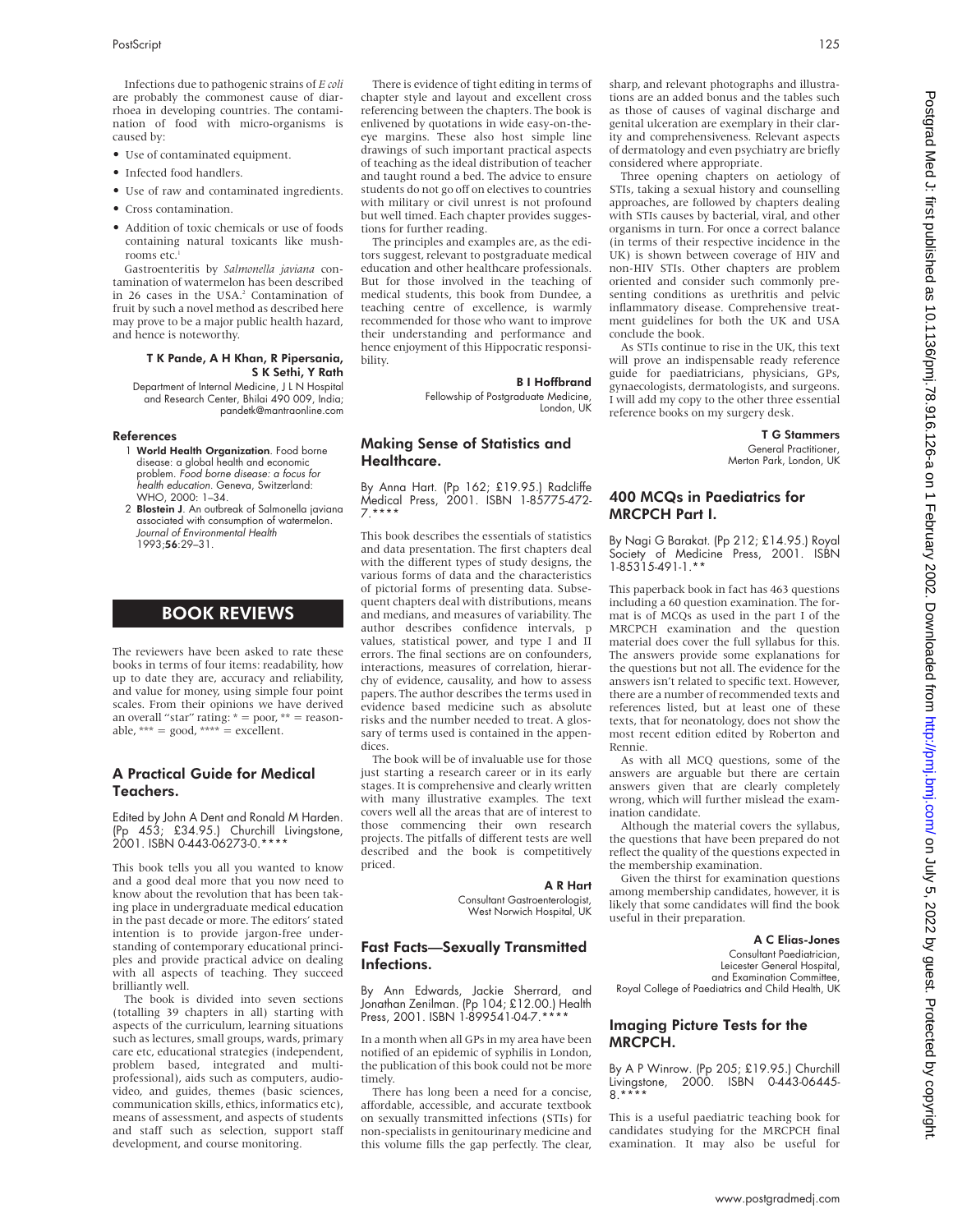Infections due to pathogenic strains of *E coli* are probably the commonest cause of diarrhoea in developing countries. The contamination of food with micro-organisms is caused by:

- Use of contaminated equipment.
- Infected food handlers.
- Use of raw and contaminated ingredients.
- Cross contamination.
- Addition of toxic chemicals or use of foods containing natural toxicants like mushrooms etc.1

Gastroenteritis by *Salmonella javiana* contamination of watermelon has been described in 26 cases in the USA.<sup>2</sup> Contamination of fruit by such a novel method as described here may prove to be a major public health hazard, and hence is noteworthy.

#### T K Pande, A H Khan, R Pipersania, S K Sethi, Y Rath

Department of Internal Medicine, J L N Hospital and Research Center, Bhilai 490 009, India; pandetk@mantraonline.com

#### References

- 1 World Health Organization. Food borne disease: a global health and economic problem. Food borne disease: <sup>a</sup> focus for health education. Geneva, Switzerland: WHO, 2000: 1–34.
- 2 Blostein J. An outbreak of Salmonella javiana associated with consumption of watermelon. Journal of Environmental Health 1993;56:29–31.

## BOOK REVIEWS

The reviewers have been asked to rate these books in terms of four items: readability, how up to date they are, accuracy and reliability, and value for money, using simple four point scales. From their opinions we have derived an overall "star" rating: \* = poor, \*\* = reasonable,  $*** = \text{good},$   $*** = \text{excellent}.$ 

#### A Practical Guide for Medical Teachers.

Edited by John A Dent and Ronald M Harden. (Pp 453; £34.95.) Churchill Livingstone, 2001. ISBN 0-443-06273-0.\*\*\*\*

This book tells you all you wanted to know and a good deal more that you now need to know about the revolution that has been taking place in undergraduate medical education in the past decade or more. The editors' stated intention is to provide jargon-free understanding of contemporary educational principles and provide practical advice on dealing with all aspects of teaching. They succeed brilliantly well.

The book is divided into seven sections (totalling 39 chapters in all) starting with aspects of the curriculum, learning situations such as lectures, small groups, wards, primary care etc, educational strategies (independent, problem based, integrated and multiprofessional), aids such as computers, audiovideo, and guides, themes (basic sciences, communication skills, ethics, informatics etc), means of assessment, and aspects of students and staff such as selection, support staff development, and course monitoring.

There is evidence of tight editing in terms of chapter style and layout and excellent cross referencing between the chapters. The book is enlivened by quotations in wide easy-on-theeye margins. These also host simple line drawings of such important practical aspects of teaching as the ideal distribution of teacher and taught round a bed. The advice to ensure students do not go off on electives to countries with military or civil unrest is not profound but well timed. Each chapter provides suggestions for further reading.

The principles and examples are, as the editors suggest, relevant to postgraduate medical education and other healthcare professionals. But for those involved in the teaching of medical students, this book from Dundee, a teaching centre of excellence, is warmly recommended for those who want to improve their understanding and performance and hence enjoyment of this Hippocratic responsibility.

#### B I Hoffbrand

Fellowship of Postgraduate Medicine, London, UK

#### Making Sense of Statistics and Healthcare.

By Anna Hart. (Pp 162; £19.95.) Radcliffe Medical Press, 2001. ISBN 1-85775-472- 7.\*\*\*\*

This book describes the essentials of statistics and data presentation. The first chapters deal with the different types of study designs, the various forms of data and the characteristics of pictorial forms of presenting data. Subsequent chapters deal with distributions, means and medians, and measures of variability. The author describes confidence intervals, p values, statistical power, and type I and II errors. The final sections are on confounders, interactions, measures of correlation, hierarchy of evidence, causality, and how to assess papers. The author describes the terms used in evidence based medicine such as absolute risks and the number needed to treat. A glossary of terms used is contained in the appendices

The book will be of invaluable use for those just starting a research career or in its early stages. It is comprehensive and clearly written with many illustrative examples. The text covers well all the areas that are of interest to those commencing their own research projects. The pitfalls of different tests are well described and the book is competitively priced.

#### A R Hart

Consultant Gastroenterologist, West Norwich Hospital, UK

## Fast Facts—Sexually Transmitted Infections.

By Ann Edwards, Jackie Sherrard, and Jonathan Zenilman. (Pp 104; £12.00.) Health Press, 2001. ISBN 1-899541-04-7.\*

In a month when all GPs in my area have been notified of an epidemic of syphilis in London, the publication of this book could not be more timely.

There has long been a need for a concise, affordable, accessible, and accurate textbook on sexually transmitted infections (STIs) for non-specialists in genitourinary medicine and this volume fills the gap perfectly. The clear,

sharp, and relevant photographs and illustrations are an added bonus and the tables such as those of causes of vaginal discharge and genital ulceration are exemplary in their clarity and comprehensiveness. Relevant aspects of dermatology and even psychiatry are briefly considered where appropriate.

Three opening chapters on aetiology of STIs, taking a sexual history and counselling approaches, are followed by chapters dealing with STIs causes by bacterial, viral, and other organisms in turn. For once a correct balance (in terms of their respective incidence in the UK) is shown between coverage of HIV and non-HIV STIs. Other chapters are problem oriented and consider such commonly presenting conditions as urethritis and pelvic inflammatory disease. Comprehensive treatment guidelines for both the UK and USA conclude the book.

As STIs continue to rise in the UK, this text will prove an indispensable ready reference guide for paediatricians, physicians, GPs, gynaecologists, dermatologists, and surgeons. I will add my copy to the other three essential reference books on my surgery desk.

## T G Stammers

General Practitioner, Merton Park, London, UK

## 400 MCQs in Paediatrics for MRCPCH Part I.

By Nagi G Barakat. (Pp 212; £14.95.) Royal Society of Medicine Press, 2001. ISBN 1-85315-491-1.\*\*

This paperback book in fact has 463 questions including a 60 question examination. The format is of MCQs as used in the part I of the MRCPCH examination and the question material does cover the full syllabus for this. The answers provide some explanations for the questions but not all. The evidence for the answers isn't related to specific text. However, there are a number of recommended texts and references listed, but at least one of these texts, that for neonatology, does not show the most recent edition edited by Roberton and Rennie.

As with all MCQ questions, some of the answers are arguable but there are certain answers given that are clearly completely wrong, which will further mislead the examination candidate.

Although the material covers the syllabus, the questions that have been prepared do not reflect the quality of the questions expected in the membership examination.

Given the thirst for examination questions among membership candidates, however, it is likely that some candidates will find the book useful in their preparation.

## A C Elias-Jones

Consultant Paediatrician, Leicester General Hospital, and Examination Committee, Royal College of Paediatrics and Child Health, UK

#### Imaging Picture Tests for the MRCPCH.

By A P Winrow. (Pp 205; £19.95.) Churchill Livingstone, 2000. ISBN 0-443-06445-  $8.*$ 

This is a useful paediatric teaching book for candidates studying for the MRCPCH final examination. It may also be useful for